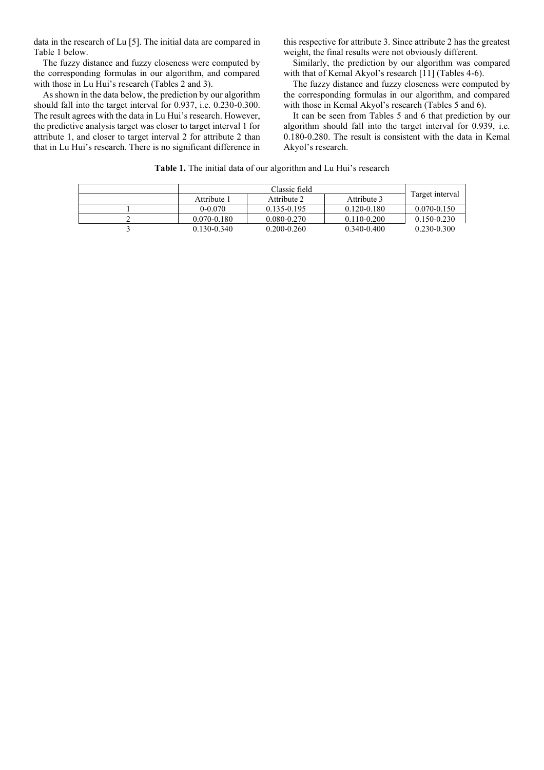data in the research of Lu [5]. The initial data are compared in Table 1 below.

The fuzzy distance and fuzzy closeness were computed by the corresponding formulas in our algorithm, and compared with those in Lu Hui's research (Tables 2 and 3).

As shown in the data below, the prediction by our algorithm should fall into the target interval for 0.937, i.e. 0.230-0.300. The result agrees with the data in Lu Hui's research. However, the predictive analysis target was closer to target interval 1 for attribute 1, and closer to target interval 2 for attribute 2 than that in Lu Hui's research. There is no significant difference in this respective for attribute 3. Since attribute 2 has the greatest weight, the final results were not obviously different.

Similarly, the prediction by our algorithm was compared with that of Kemal Akyol's research [11] (Tables 4-6).

The fuzzy distance and fuzzy closeness were computed by the corresponding formulas in our algorithm, and compared with those in Kemal Akyol's research (Tables 5 and 6).

It can be seen from Tables 5 and 6 that prediction by our algorithm should fall into the target interval for 0.939, i.e. 0.180-0.280. The result is consistent with the data in Kemal Akyol's research.

**Table 1.** The initial data of our algorithm and Lu Hui's research

| | Classic field | | | Target interval |
|---|---|---|---|---|
| | Attribute 1 | Attribute 2 | Attribute 3 | |
| 1 | 0-0.070 | 0.135-0.195 | 0.120-0.180 | 0.070-0.150 |
| 2 | 0.070-0.180 | 0.080-0.270 | 0.110-0.200 | 0.150-0.230 |
| 3 | 0.130-0.340 | 0.200-0.260 | 0.340-0.400 | 0.230-0.300 |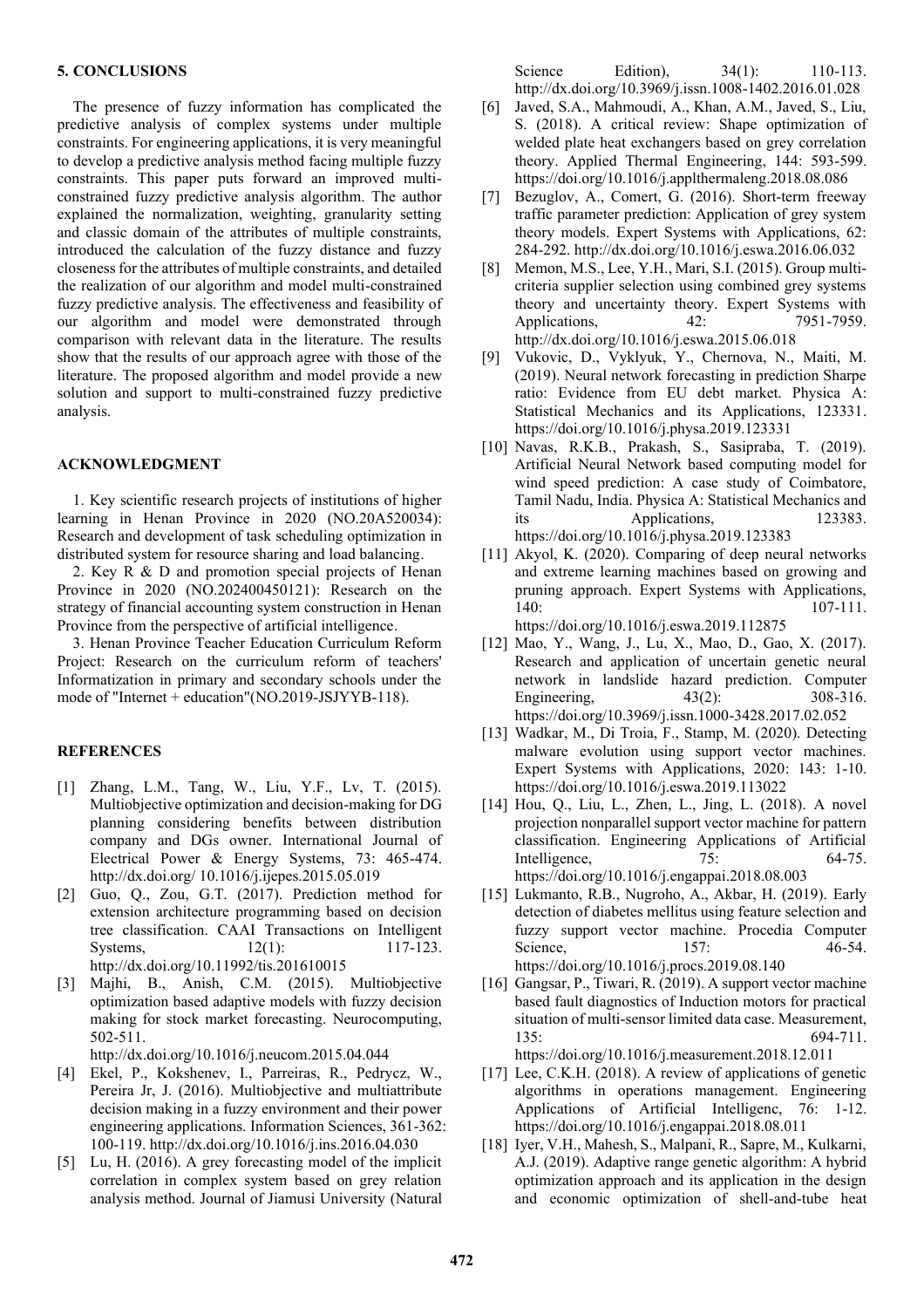## 5. CONCLUSIONS

The presence of fuzzy information has complicated the predictive analysis of complex systems under multiple constraints. For engineering applications, it is very meaningful to develop a predictive analysis method facing multiple fuzzy constraints. This paper puts forward an improved multi-constrained fuzzy predictive analysis algorithm. The author explained the normalization, weighting, granularity setting and classic domain of the attributes of multiple constraints, introduced the calculation of the fuzzy distance and fuzzy closeness for the attributes of multiple constraints, and detailed the realization of our algorithm and model multi-constrained fuzzy predictive analysis. The effectiveness and feasibility of our algorithm and model were demonstrated through comparison with relevant data in the literature. The results show that the results of our approach agree with those of the literature. The proposed algorithm and model provide a new solution and support to multi-constrained fuzzy predictive analysis.

## ACKNOWLEDGMENT

1. Key scientific research projects of institutions of higher learning in Henan Province in 2020 (NO.20A520034): Research and development of task scheduling optimization in distributed system for resource sharing and load balancing.

2. Key R & D and promotion special projects of Henan Province in 2020 (NO.202400450121): Research on the strategy of financial accounting system construction in Henan Province from the perspective of artificial intelligence.

3. Henan Province Teacher Education Curriculum Reform Project: Research on the curriculum reform of teachers' Informatization in primary and secondary schools under the mode of "Internet + education"(NO.2019-JSJYYB-118).

## REFERENCES

[1] Zhang, L.M., Tang, W., Liu, Y.F., Lv, T. (2015). Multiobjective optimization and decision-making for DG planning considering benefits between distribution company and DGs owner. International Journal of Electrical Power & Energy Systems, 73: 465-474. http://dx.doi.org/ 10.1016/j.ijepes.2015.05.019

[2] Guo, Q., Zou, G.T. (2017). Prediction method for extension architecture programming based on decision tree classification. CAAI Transactions on Intelligent Systems, 12(1): 117-123. http://dx.doi.org/10.11992/tis.201610015

[3] Majhi, B., Anish, C.M. (2015). Multiobjective optimization based adaptive models with fuzzy decision making for stock market forecasting. Neurocomputing, 502-511. http://dx.doi.org/10.1016/j.neucom.2015.04.044

[4] Ekel, P., Kokshenev, I., Parreiras, R., Pedrycz, W., Pereira Jr, J. (2016). Multiobjective and multiattribute decision making in a fuzzy environment and their power engineering applications. Information Sciences, 361-362: 100-119. http://dx.doi.org/10.1016/j.ins.2016.04.030

[5] Lu, H. (2016). A grey forecasting model of the implicit correlation in complex system based on grey relation analysis method. Journal of Jiamusi University (Natural Science Edition), 34(1): 110-113. http://dx.doi.org/10.3969/j.issn.1008-1402.2016.01.028

[6] Javed, S.A., Mahmoudi, A., Khan, A.M., Javed, S., Liu, S. (2018). A critical review: Shape optimization of welded plate heat exchangers based on grey correlation theory. Applied Thermal Engineering, 144: 593-599. https://doi.org/10.1016/j.applthermaleng.2018.08.086

[7] Bezuglov, A., Comert, G. (2016). Short-term freeway traffic parameter prediction: Application of grey system theory models. Expert Systems with Applications, 62: 284-292. http://dx.doi.org/10.1016/j.eswa.2016.06.032

[8] Memon, M.S., Lee, Y.H., Mari, S.I. (2015). Group multi-criteria supplier selection using combined grey systems theory and uncertainty theory. Expert Systems with Applications, 42: 7951-7959. http://dx.doi.org/10.1016/j.eswa.2015.06.018

[9] Vukovic, D., Vyklyuk, Y., Chernova, N., Maiti, M. (2019). Neural network forecasting in prediction Sharpe ratio: Evidence from EU debt market. Physica A: Statistical Mechanics and its Applications, 123331. https://doi.org/10.1016/j.physa.2019.123331

[10] Navas, R.K.B., Prakash, S., Sasipraba, T. (2019). Artificial Neural Network based computing model for wind speed prediction: A case study of Coimbatore, Tamil Nadu, India. Physica A: Statistical Mechanics and its Applications, 123383. https://doi.org/10.1016/j.physa.2019.123383

[11] Akyol, K. (2020). Comparing of deep neural networks and extreme learning machines based on growing and pruning approach. Expert Systems with Applications, 140: 107-111. https://doi.org/10.1016/j.eswa.2019.112875

[12] Mao, Y., Wang, J., Lu, X., Mao, D., Gao, X. (2017). Research and application of uncertain genetic neural network in landslide hazard prediction. Computer Engineering, 43(2): 308-316. https://doi.org/10.3969/j.issn.1000-3428.2017.02.052

[13] Wadkar, M., Di Troia, F., Stamp, M. (2020). Detecting malware evolution using support vector machines. Expert Systems with Applications, 2020: 143: 1-10. https://doi.org/10.1016/j.eswa.2019.113022

[14] Hou, Q., Liu, L., Zhen, L., Jing, L. (2018). A novel projection nonparallel support vector machine for pattern classification. Engineering Applications of Artificial Intelligence, 75: 64-75. https://doi.org/10.1016/j.engappai.2018.08.003

[15] Lukmanto, R.B., Nugroho, A., Akbar, H. (2019). Early detection of diabetes mellitus using feature selection and fuzzy support vector machine. Procedia Computer Science, 157: 46-54. https://doi.org/10.1016/j.procs.2019.08.140

[16] Gangsar, P., Tiwari, R. (2019). A support vector machine based fault diagnostics of Induction motors for practical situation of multi-sensor limited data case. Measurement, 135: 694-711. https://doi.org/10.1016/j.measurement.2018.12.011

[17] Lee, C.K.H. (2018). A review of applications of genetic algorithms in operations management. Engineering Applications of Artificial Intelligenc, 76: 1-12. https://doi.org/10.1016/j.engappai.2018.08.011

[18] Iyer, V.H., Mahesh, S., Malpani, R., Sapre, M., Kulkarni, A.J. (2019). Adaptive range genetic algorithm: A hybrid optimization approach and its application in the design and economic optimization of shell-and-tube heat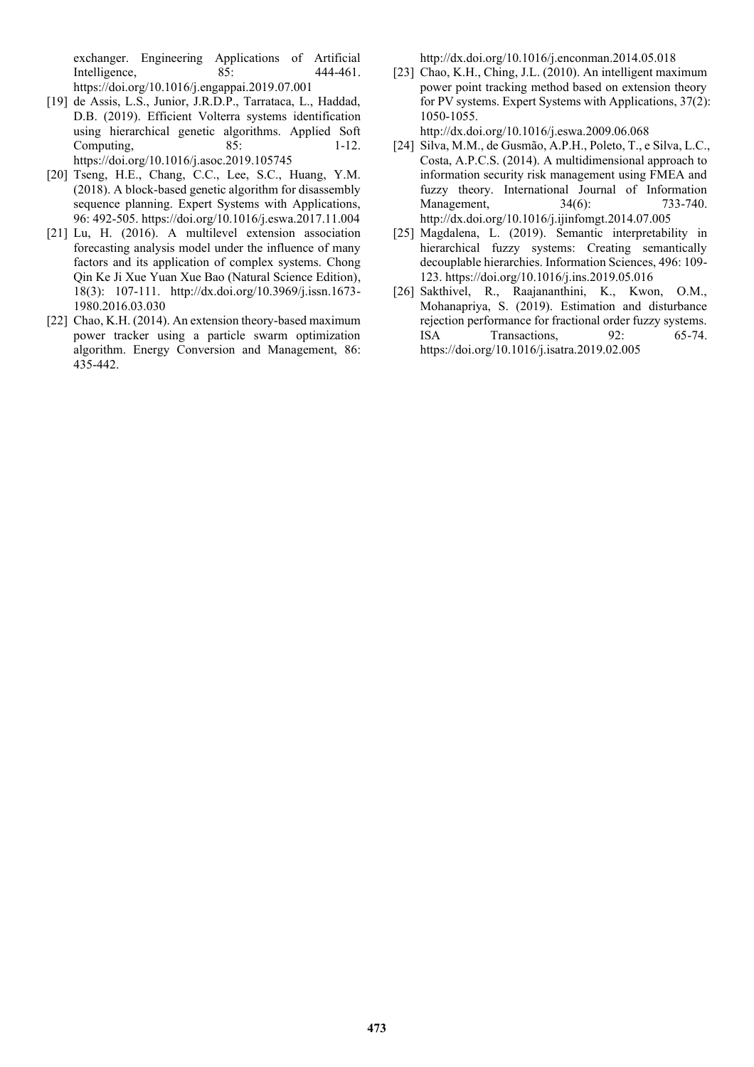exchanger. Engineering Applications of Artificial Intelligence, 85: 444-461. https://doi.org/10.1016/j.engappai.2019.07.001

[19] de Assis, L.S., Junior, J.R.D.P., Tarrataca, L., Haddad, D.B. (2019). Efficient Volterra systems identification using hierarchical genetic algorithms. Applied Soft Computing, 85: 1-12. https://doi.org/10.1016/j.asoc.2019.105745

[20] Tseng, H.E., Chang, C.C., Lee, S.C., Huang, Y.M. (2018). A block-based genetic algorithm for disassembly sequence planning. Expert Systems with Applications, 96: 492-505. https://doi.org/10.1016/j.eswa.2017.11.004

[21] Lu, H. (2016). A multilevel extension association forecasting analysis model under the influence of many factors and its application of complex systems. Chong Qin Ke Ji Xue Yuan Xue Bao (Natural Science Edition), 18(3): 107-111. http://dx.doi.org/10.3969/j.issn.1673-1980.2016.03.030

[22] Chao, K.H. (2014). An extension theory-based maximum power tracker using a particle swarm optimization algorithm. Energy Conversion and Management, 86: 435-442. http://dx.doi.org/10.1016/j.enconman.2014.05.018

[23] Chao, K.H., Ching, J.L. (2010). An intelligent maximum power point tracking method based on extension theory for PV systems. Expert Systems with Applications, 37(2): 1050-1055. http://dx.doi.org/10.1016/j.eswa.2009.06.068

[24] Silva, M.M., de Gusmão, A.P.H., Poleto, T., e Silva, L.C., Costa, A.P.C.S. (2014). A multidimensional approach to information security risk management using FMEA and fuzzy theory. International Journal of Information Management, 34(6): 733-740. http://dx.doi.org/10.1016/j.ijinfomgt.2014.07.005

[25] Magdalena, L. (2019). Semantic interpretability in hierarchical fuzzy systems: Creating semantically decouplable hierarchies. Information Sciences, 496: 109-123. https://doi.org/10.1016/j.ins.2019.05.016

[26] Sakthivel, R., Raajananthini, K., Kwon, O.M., Mohanapriya, S. (2019). Estimation and disturbance rejection performance for fractional order fuzzy systems. ISA Transactions, 92: 65-74. https://doi.org/10.1016/j.isatra.2019.02.005